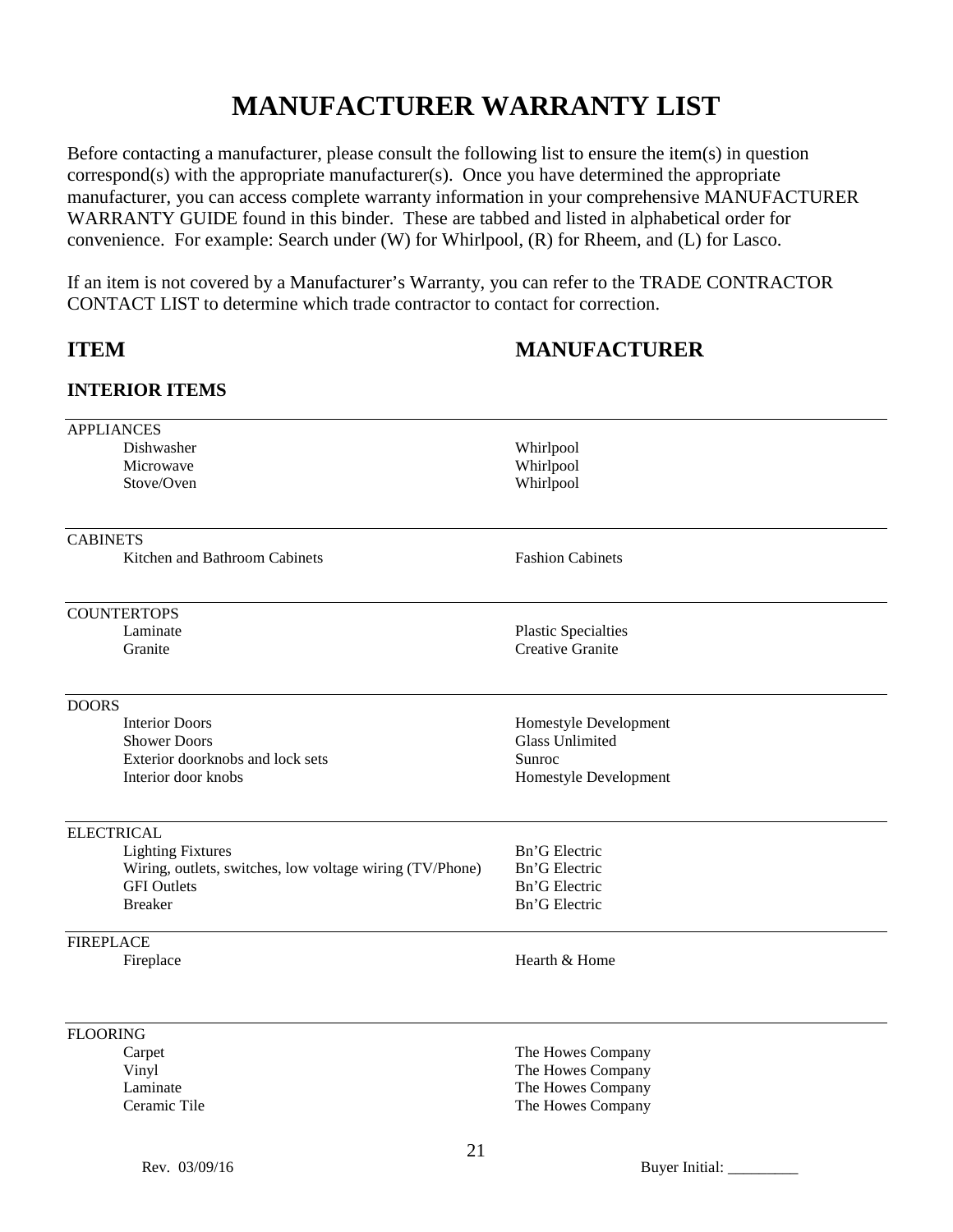# MANUFACTURER WARRANTY LIST

Before contacting a manufacturer, please consult the following list to ensure the item(s) in question correspond(s) with the appropriate manufacturer(s). Once you have determined the appropriate manufacturer, you can access complete warranty information in your comprehensive MANUFACTURER WARRANTY GUIDE found in this binder. These are tabbed and listed in alphabetical order for convenience. For example: Search under (W) for Whirlpool, (R) for Rheem, and (L) for Lasco.

If an item is not covered by a Manufacturer's Warranty, you can refer to the TRADE CONTRACTOR CONTACT LIST to determine which trade contractor to contact for correction.

| ITEM | MANUFACTURER |
|---|---|
| **INTERIOR ITEMS** | |
| APPLIANCES | |
| Dishwasher | Whirlpool |
| Microwave | Whirlpool |
| Stove/Oven | Whirlpool |
| CABINETS | |
| Kitchen and Bathroom Cabinets | Fashion Cabinets |
| COUNTERTOPS | |
| Laminate | Plastic Specialties |
| Granite | Creative Granite |
| DOORS | |
| Interior Doors | Homestyle Development |
| Shower Doors | Glass Unlimited |
| Exterior doorknobs and lock sets | Sunroc |
| Interior door knobs | Homestyle Development |
| ELECTRICAL | |
| Lighting Fixtures | Bn'G Electric |
| Wiring, outlets, switches, low voltage wiring (TV/Phone) | Bn'G Electric |
| GFI Outlets | Bn'G Electric |
| Breaker | Bn'G Electric |
| FIREPLACE | |
| Fireplace | Hearth & Home |
| FLOORING | |
| Carpet | The Howes Company |
| Vinyl | The Howes Company |
| Laminate | The Howes Company |
| Ceramic Tile | The Howes Company |

Rev. 03/09/16 Buyer Initial: _________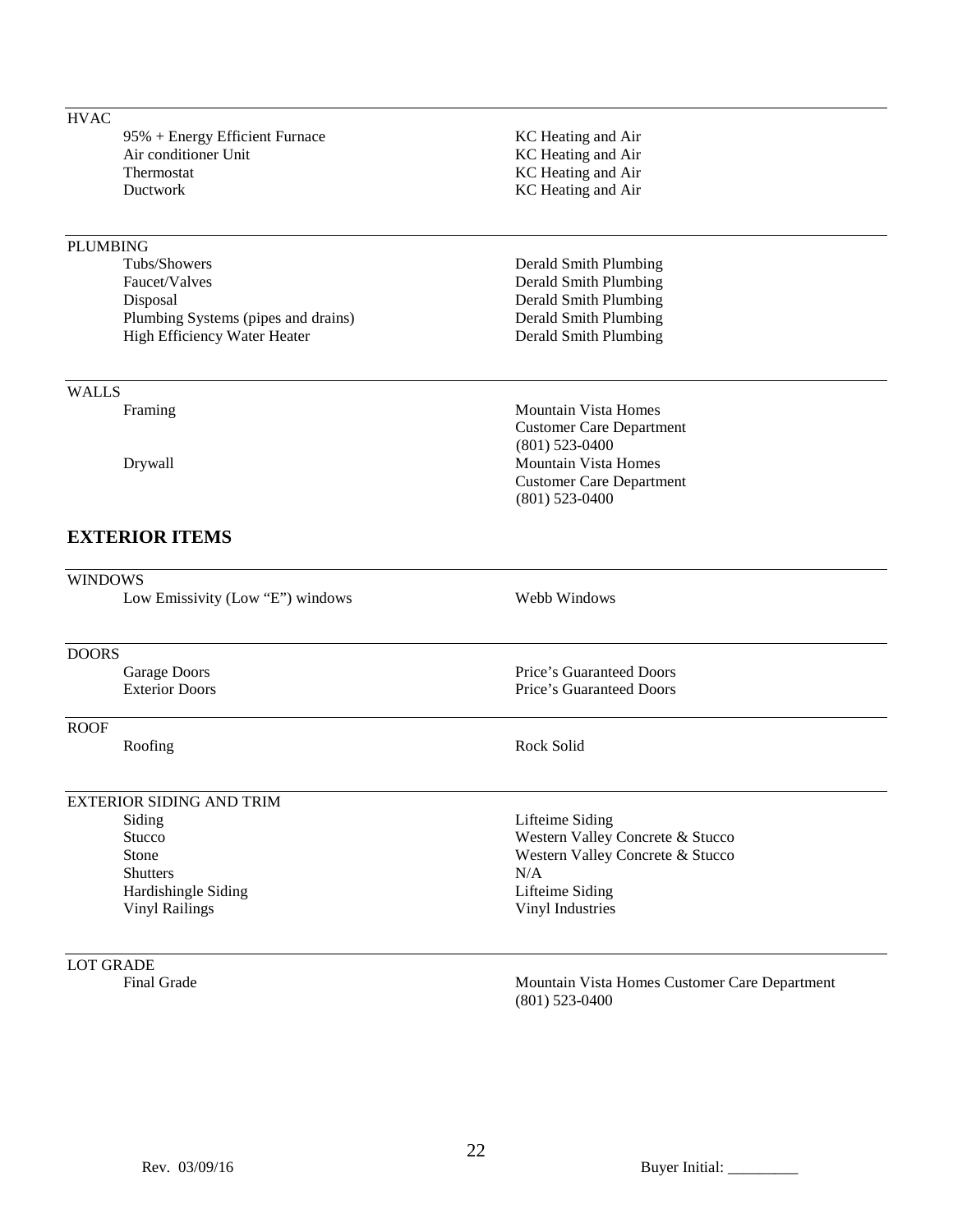| HVAC | |
|---|---|
| 95% + Energy Efficient Furnace | KC Heating and Air |
| Air conditioner Unit | KC Heating and Air |
| Thermostat | KC Heating and Air |
| Ductwork | KC Heating and Air |

| PLUMBING | |
|---|---|
| Tubs/Showers | Derald Smith Plumbing |
| Faucet/Valves | Derald Smith Plumbing |
| Disposal | Derald Smith Plumbing |
| Plumbing Systems (pipes and drains) | Derald Smith Plumbing |
| High Efficiency Water Heater | Derald Smith Plumbing |

| WALLS | |
|---|---|
| Framing | Mountain Vista Homes Customer Care Department (801) 523-0400 |
| Drywall | Mountain Vista Homes Customer Care Department (801) 523-0400 |

## EXTERIOR ITEMS

| WINDOWS | |
|---|---|
| Low Emissivity (Low "E") windows | Webb Windows |

| DOORS | |
|---|---|
| Garage Doors | Price's Guaranteed Doors |
| Exterior Doors | Price's Guaranteed Doors |

| ROOF | |
|---|---|
| Roofing | Rock Solid |

| EXTERIOR SIDING AND TRIM | |
|---|---|
| Siding | Lifteime Siding |
| Stucco | Western Valley Concrete & Stucco |
| Stone | Western Valley Concrete & Stucco |
| Shutters | N/A |
| Hardishingle Siding | Lifteime Siding |
| Vinyl Railings | Vinyl Industries |

| LOT GRADE | |
|---|---|
| Final Grade | Mountain Vista Homes Customer Care Department (801) 523-0400 |

Rev. 03/09/16 Buyer Initial: _________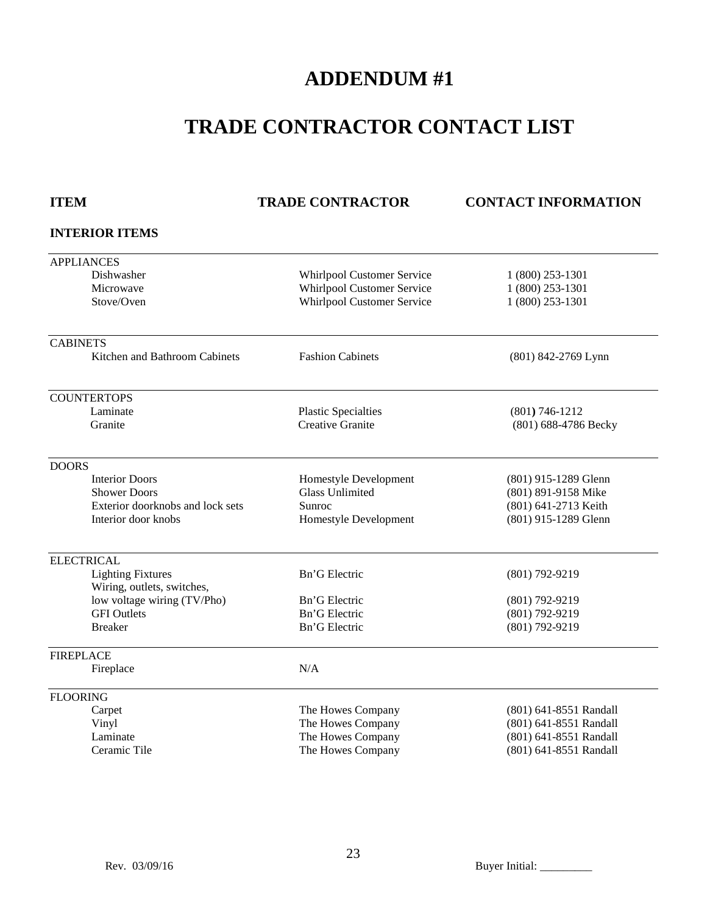# ADDENDUM #1

# TRADE CONTRACTOR CONTACT LIST

| ITEM | TRADE CONTRACTOR | CONTACT INFORMATION |
|---|---|---|
| **INTERIOR ITEMS** | | |
| APPLIANCES | | |
| Dishwasher | Whirlpool Customer Service | 1 (800) 253-1301 |
| Microwave | Whirlpool Customer Service | 1 (800) 253-1301 |
| Stove/Oven | Whirlpool Customer Service | 1 (800) 253-1301 |
| CABINETS | | |
| Kitchen and Bathroom Cabinets | Fashion Cabinets | (801) 842-2769 Lynn |
| COUNTERTOPS | | |
| Laminate | Plastic Specialties | (801) 746-1212 |
| Granite | Creative Granite | (801) 688-4786 Becky |
| DOORS | | |
| Interior Doors | Homestyle Development | (801) 915-1289 Glenn |
| Shower Doors | Glass Unlimited | (801) 891-9158 Mike |
| Exterior doorknobs and lock sets | Sunroc | (801) 641-2713 Keith |
| Interior door knobs | Homestyle Development | (801) 915-1289 Glenn |
| ELECTRICAL | | |
| Lighting Fixtures | Bn'G Electric | (801) 792-9219 |
| Wiring, outlets, switches, low voltage wiring (TV/Pho) | Bn'G Electric | (801) 792-9219 |
| GFI Outlets | Bn'G Electric | (801) 792-9219 |
| Breaker | Bn'G Electric | (801) 792-9219 |
| FIREPLACE | | |
| Fireplace | N/A | |
| FLOORING | | |
| Carpet | The Howes Company | (801) 641-8551 Randall |
| Vinyl | The Howes Company | (801) 641-8551 Randall |
| Laminate | The Howes Company | (801) 641-8551 Randall |
| Ceramic Tile | The Howes Company | (801) 641-8551 Randall |

Rev. 03/09/16 Buyer Initial: _________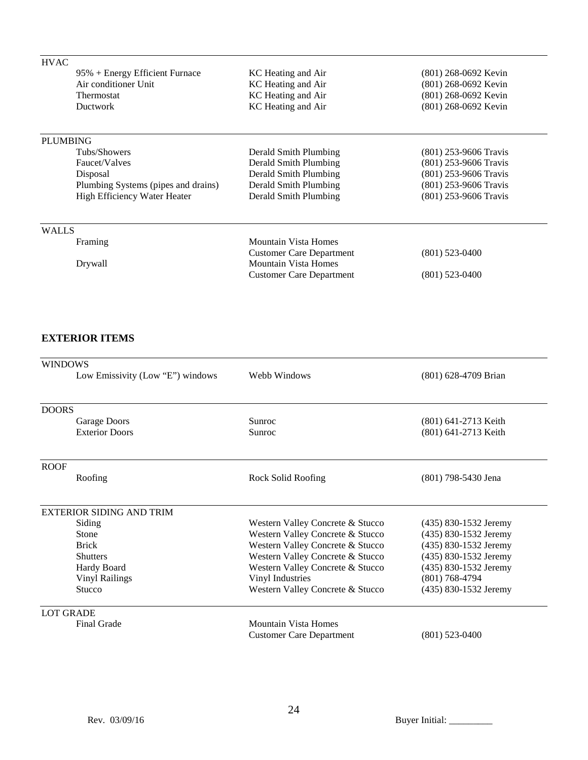| HVAC | | |
|---|---|---|
| 95% + Energy Efficient Furnace | KC Heating and Air | (801) 268-0692 Kevin |
| Air conditioner Unit | KC Heating and Air | (801) 268-0692 Kevin |
| Thermostat | KC Heating and Air | (801) 268-0692 Kevin |
| Ductwork | KC Heating and Air | (801) 268-0692 Kevin |

| PLUMBING | | |
|---|---|---|
| Tubs/Showers | Derald Smith Plumbing | (801) 253-9606 Travis |
| Faucet/Valves | Derald Smith Plumbing | (801) 253-9606 Travis |
| Disposal | Derald Smith Plumbing | (801) 253-9606 Travis |
| Plumbing Systems (pipes and drains) | Derald Smith Plumbing | (801) 253-9606 Travis |
| High Efficiency Water Heater | Derald Smith Plumbing | (801) 253-9606 Travis |

| WALLS | | |
|---|---|---|
| Framing | Mountain Vista Homes Customer Care Department | (801) 523-0400 |
| Drywall | Mountain Vista Homes Customer Care Department | (801) 523-0400 |

## EXTERIOR ITEMS

| WINDOWS | | |
|---|---|---|
| Low Emissivity (Low "E") windows | Webb Windows | (801) 628-4709 Brian |

| DOORS | | |
|---|---|---|
| Garage Doors | Sunroc | (801) 641-2713 Keith |
| Exterior Doors | Sunroc | (801) 641-2713 Keith |

| ROOF | | |
|---|---|---|
| Roofing | Rock Solid Roofing | (801) 798-5430 Jena |

| EXTERIOR SIDING AND TRIM | | |
|---|---|---|
| Siding | Western Valley Concrete & Stucco | (435) 830-1532 Jeremy |
| Stone | Western Valley Concrete & Stucco | (435) 830-1532 Jeremy |
| Brick | Western Valley Concrete & Stucco | (435) 830-1532 Jeremy |
| Shutters | Western Valley Concrete & Stucco | (435) 830-1532 Jeremy |
| Hardy Board | Western Valley Concrete & Stucco | (435) 830-1532 Jeremy |
| Vinyl Railings | Vinyl Industries | (801) 768-4794 |
| Stucco | Western Valley Concrete & Stucco | (435) 830-1532 Jeremy |

| LOT GRADE | | |
|---|---|---|
| Final Grade | Mountain Vista Homes Customer Care Department | (801) 523-0400 |

Rev. 03/09/16

Buyer Initial: _________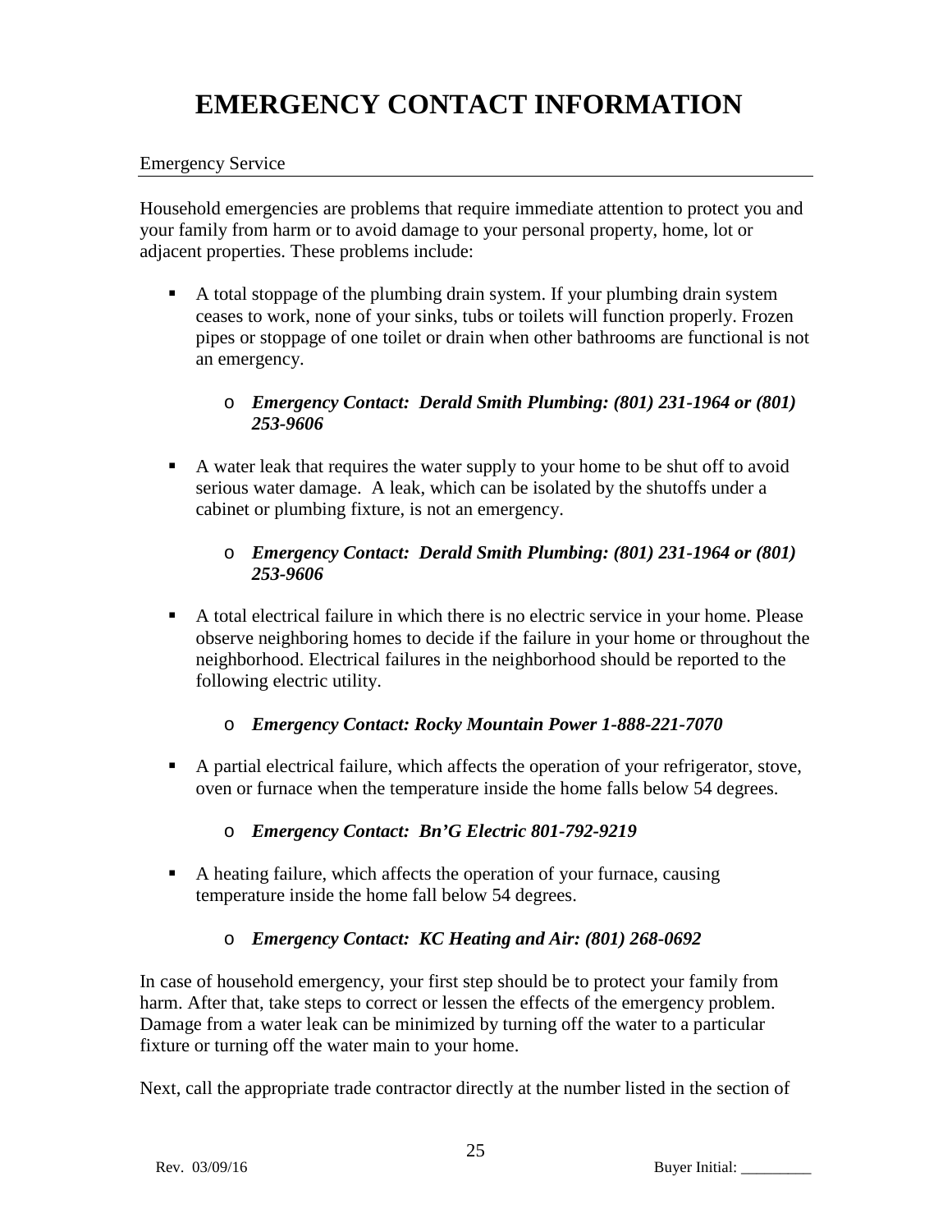# EMERGENCY CONTACT INFORMATION

Emergency Service

Household emergencies are problems that require immediate attention to protect you and your family from harm or to avoid damage to your personal property, home, lot or adjacent properties. These problems include:

- A total stoppage of the plumbing drain system. If your plumbing drain system ceases to work, none of your sinks, tubs or toilets will function properly. Frozen pipes or stoppage of one toilet or drain when other bathrooms are functional is not an emergency.
    - ***Emergency Contact: Derald Smith Plumbing: (801) 231-1964 or (801) 253-9606***
- A water leak that requires the water supply to your home to be shut off to avoid serious water damage. A leak, which can be isolated by the shutoffs under a cabinet or plumbing fixture, is not an emergency.
    - ***Emergency Contact: Derald Smith Plumbing: (801) 231-1964 or (801) 253-9606***
- A total electrical failure in which there is no electric service in your home. Please observe neighboring homes to decide if the failure in your home or throughout the neighborhood. Electrical failures in the neighborhood should be reported to the following electric utility.
    - ***Emergency Contact: Rocky Mountain Power 1-888-221-7070***
- A partial electrical failure, which affects the operation of your refrigerator, stove, oven or furnace when the temperature inside the home falls below 54 degrees.
    - ***Emergency Contact: Bn'G Electric 801-792-9219***
- A heating failure, which affects the operation of your furnace, causing temperature inside the home fall below 54 degrees.
    - ***Emergency Contact: KC Heating and Air: (801) 268-0692***

In case of household emergency, your first step should be to protect your family from harm. After that, take steps to correct or lessen the effects of the emergency problem. Damage from a water leak can be minimized by turning off the water to a particular fixture or turning off the water main to your home.

Next, call the appropriate trade contractor directly at the number listed in the section of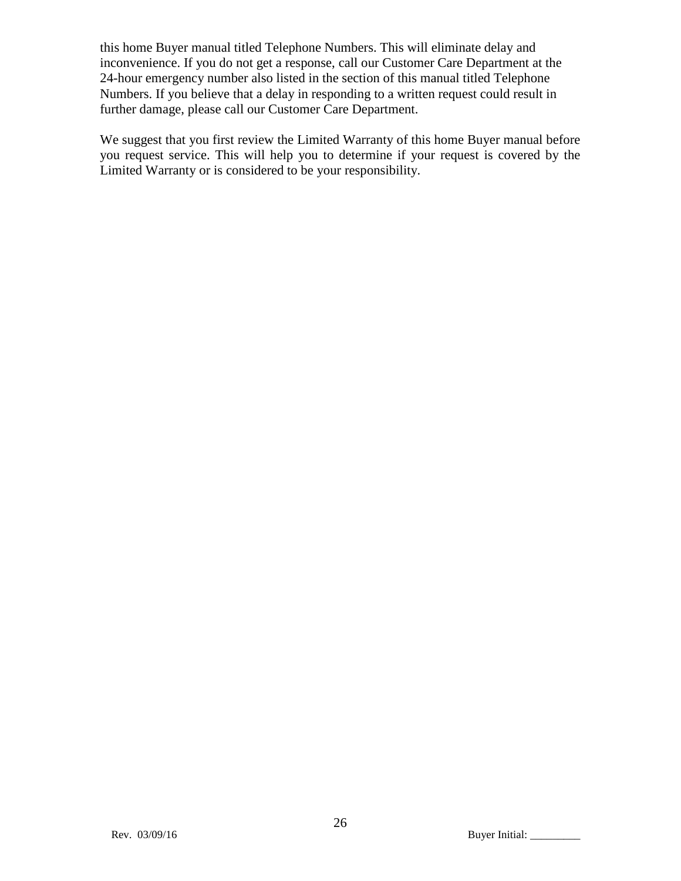this home Buyer manual titled Telephone Numbers. This will eliminate delay and inconvenience. If you do not get a response, call our Customer Care Department at the 24-hour emergency number also listed in the section of this manual titled Telephone Numbers. If you believe that a delay in responding to a written request could result in further damage, please call our Customer Care Department.

We suggest that you first review the Limited Warranty of this home Buyer manual before you request service. This will help you to determine if your request is covered by the Limited Warranty or is considered to be your responsibility.